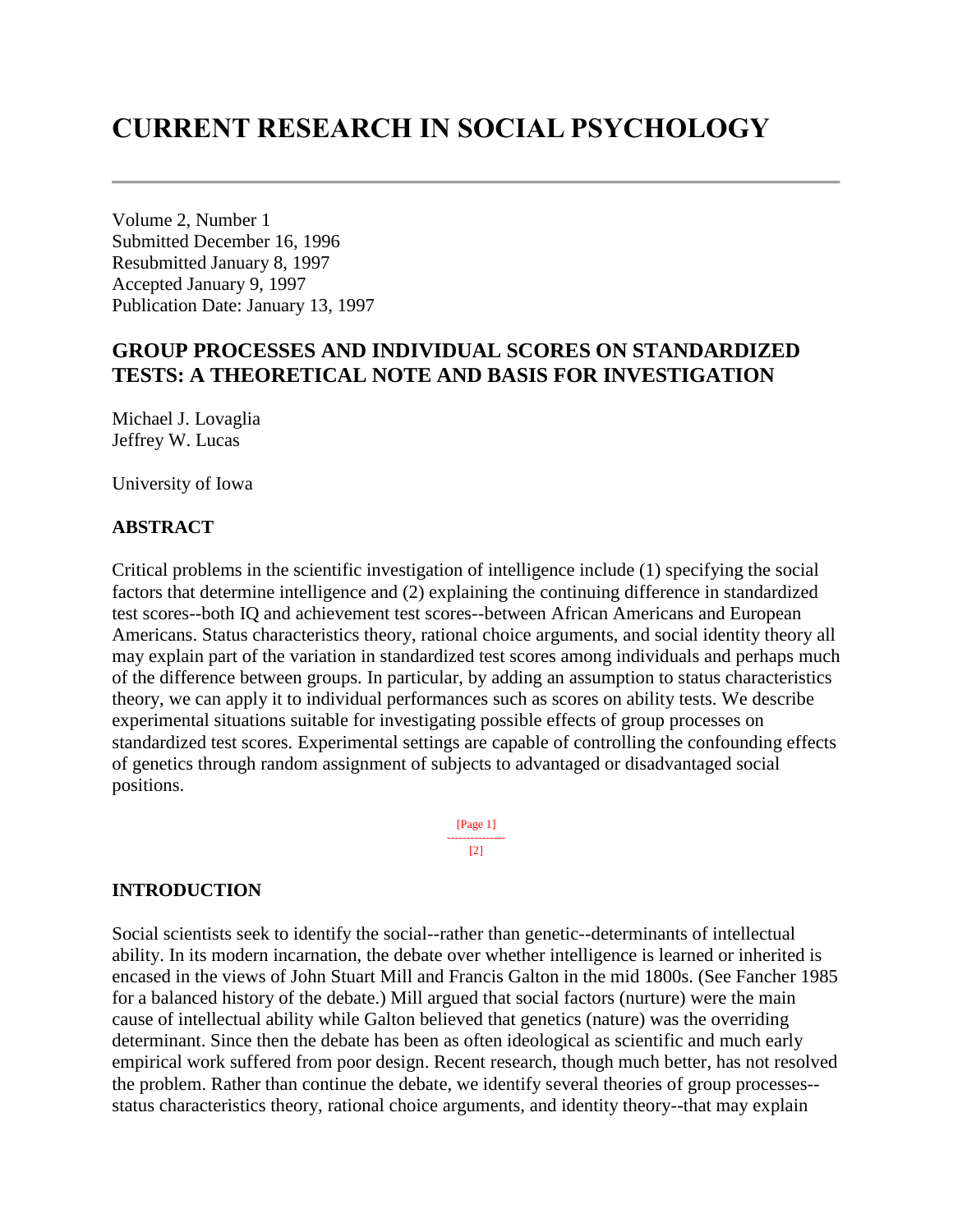# CURRENT RESEARCH IN SOCIAL PSYCHOLOGY

Volume 2, Number 1
Submitted December 16, 1996
Resubmitted January 8, 1997
Accepted January 9, 1997
Publication Date: January 13, 1997

## GROUP PROCESSES AND INDIVIDUAL SCORES ON STANDARDIZED TESTS: A THEORETICAL NOTE AND BASIS FOR INVESTIGATION

Michael J. Lovaglia
Jeffrey W. Lucas

University of Iowa

### ABSTRACT

Critical problems in the scientific investigation of intelligence include (1) specifying the social factors that determine intelligence and (2) explaining the continuing difference in standardized test scores--both IQ and achievement test scores--between African Americans and European Americans. Status characteristics theory, rational choice arguments, and social identity theory all may explain part of the variation in standardized test scores among individuals and perhaps much of the difference between groups. In particular, by adding an assumption to status characteristics theory, we can apply it to individual performances such as scores on ability tests. We describe experimental situations suitable for investigating possible effects of group processes on standardized test scores. Experimental settings are capable of controlling the confounding effects of genetics through random assignment of subjects to advantaged or disadvantaged social positions.

### INTRODUCTION

Social scientists seek to identify the social--rather than genetic--determinants of intellectual ability. In its modern incarnation, the debate over whether intelligence is learned or inherited is encased in the views of John Stuart Mill and Francis Galton in the mid 1800s. (See Fancher 1985 for a balanced history of the debate.) Mill argued that social factors (nurture) were the main cause of intellectual ability while Galton believed that genetics (nature) was the overriding determinant. Since then the debate has been as often ideological as scientific and much early empirical work suffered from poor design. Recent research, though much better, has not resolved the problem. Rather than continue the debate, we identify several theories of group processes--status characteristics theory, rational choice arguments, and identity theory--that may explain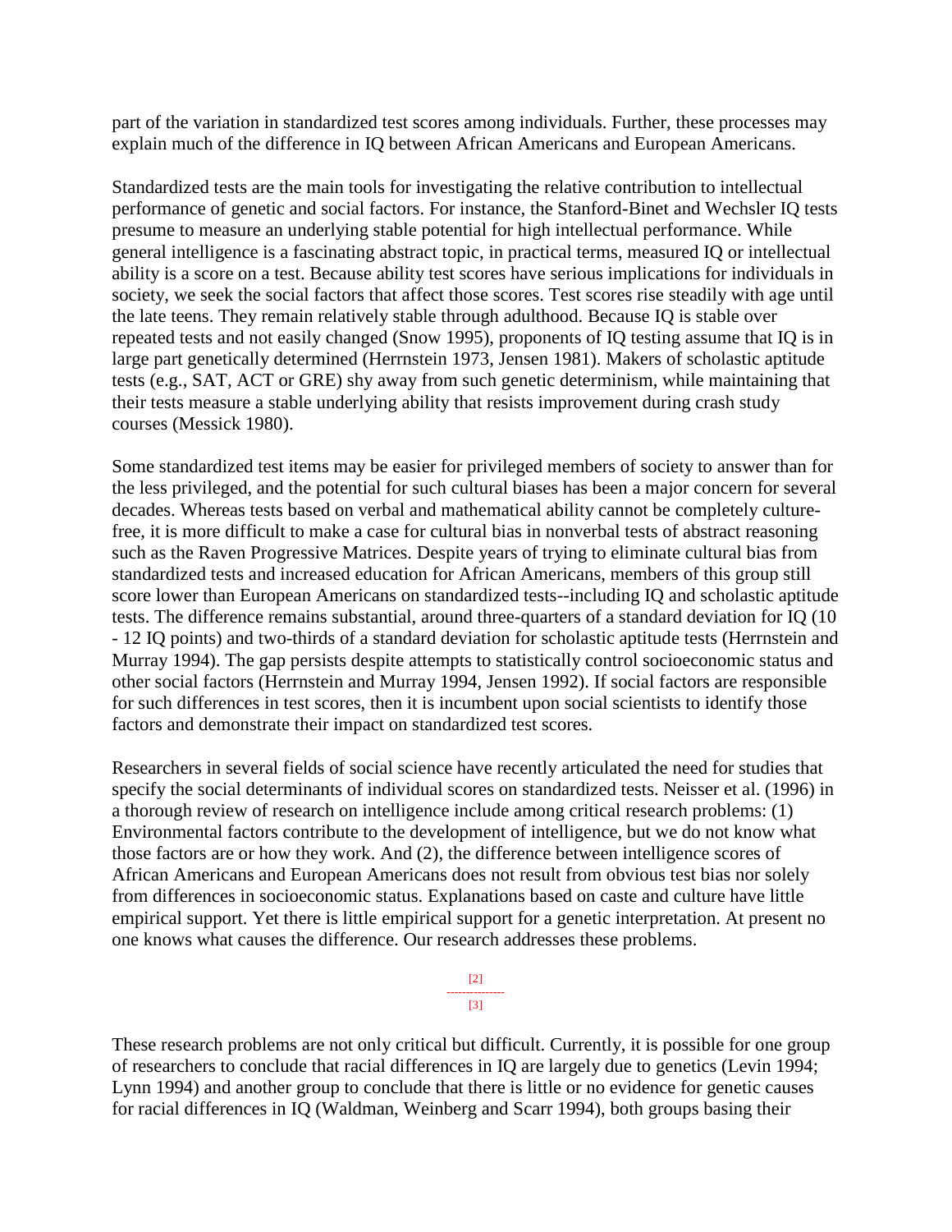part of the variation in standardized test scores among individuals. Further, these processes may explain much of the difference in IQ between African Americans and European Americans.

Standardized tests are the main tools for investigating the relative contribution to intellectual performance of genetic and social factors. For instance, the Stanford-Binet and Wechsler IQ tests presume to measure an underlying stable potential for high intellectual performance. While general intelligence is a fascinating abstract topic, in practical terms, measured IQ or intellectual ability is a score on a test. Because ability test scores have serious implications for individuals in society, we seek the social factors that affect those scores. Test scores rise steadily with age until the late teens. They remain relatively stable through adulthood. Because IQ is stable over repeated tests and not easily changed (Snow 1995), proponents of IQ testing assume that IQ is in large part genetically determined (Herrnstein 1973, Jensen 1981). Makers of scholastic aptitude tests (e.g., SAT, ACT or GRE) shy away from such genetic determinism, while maintaining that their tests measure a stable underlying ability that resists improvement during crash study courses (Messick 1980).

Some standardized test items may be easier for privileged members of society to answer than for the less privileged, and the potential for such cultural biases has been a major concern for several decades. Whereas tests based on verbal and mathematical ability cannot be completely culture-free, it is more difficult to make a case for cultural bias in nonverbal tests of abstract reasoning such as the Raven Progressive Matrices. Despite years of trying to eliminate cultural bias from standardized tests and increased education for African Americans, members of this group still score lower than European Americans on standardized tests--including IQ and scholastic aptitude tests. The difference remains substantial, around three-quarters of a standard deviation for IQ (10 - 12 IQ points) and two-thirds of a standard deviation for scholastic aptitude tests (Herrnstein and Murray 1994). The gap persists despite attempts to statistically control socioeconomic status and other social factors (Herrnstein and Murray 1994, Jensen 1992). If social factors are responsible for such differences in test scores, then it is incumbent upon social scientists to identify those factors and demonstrate their impact on standardized test scores.

Researchers in several fields of social science have recently articulated the need for studies that specify the social determinants of individual scores on standardized tests. Neisser et al. (1996) in a thorough review of research on intelligence include among critical research problems: (1) Environmental factors contribute to the development of intelligence, but we do not know what those factors are or how they work. And (2), the difference between intelligence scores of African Americans and European Americans does not result from obvious test bias nor solely from differences in socioeconomic status. Explanations based on caste and culture have little empirical support. Yet there is little empirical support for a genetic interpretation. At present no one knows what causes the difference. Our research addresses these problems.

These research problems are not only critical but difficult. Currently, it is possible for one group of researchers to conclude that racial differences in IQ are largely due to genetics (Levin 1994; Lynn 1994) and another group to conclude that there is little or no evidence for genetic causes for racial differences in IQ (Waldman, Weinberg and Scarr 1994), both groups basing their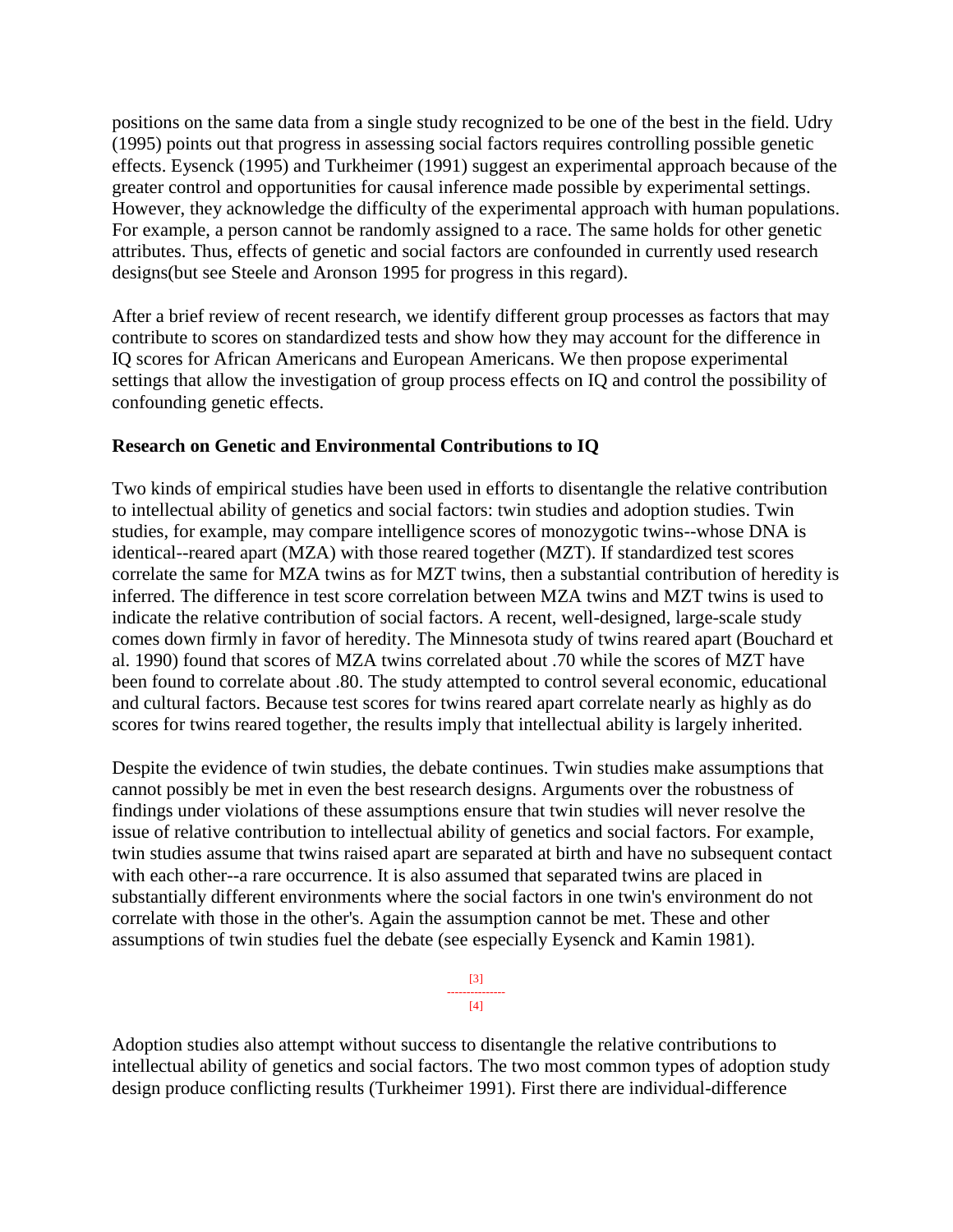positions on the same data from a single study recognized to be one of the best in the field. Udry (1995) points out that progress in assessing social factors requires controlling possible genetic effects. Eysenck (1995) and Turkheimer (1991) suggest an experimental approach because of the greater control and opportunities for causal inference made possible by experimental settings. However, they acknowledge the difficulty of the experimental approach with human populations. For example, a person cannot be randomly assigned to a race. The same holds for other genetic attributes. Thus, effects of genetic and social factors are confounded in currently used research designs(but see Steele and Aronson 1995 for progress in this regard).

After a brief review of recent research, we identify different group processes as factors that may contribute to scores on standardized tests and show how they may account for the difference in IQ scores for African Americans and European Americans. We then propose experimental settings that allow the investigation of group process effects on IQ and control the possibility of confounding genetic effects.

**Research on Genetic and Environmental Contributions to IQ**

Two kinds of empirical studies have been used in efforts to disentangle the relative contribution to intellectual ability of genetics and social factors: twin studies and adoption studies. Twin studies, for example, may compare intelligence scores of monozygotic twins--whose DNA is identical--reared apart (MZA) with those reared together (MZT). If standardized test scores correlate the same for MZA twins as for MZT twins, then a substantial contribution of heredity is inferred. The difference in test score correlation between MZA twins and MZT twins is used to indicate the relative contribution of social factors. A recent, well-designed, large-scale study comes down firmly in favor of heredity. The Minnesota study of twins reared apart (Bouchard et al. 1990) found that scores of MZA twins correlated about .70 while the scores of MZT have been found to correlate about .80. The study attempted to control several economic, educational and cultural factors. Because test scores for twins reared apart correlate nearly as highly as do scores for twins reared together, the results imply that intellectual ability is largely inherited.

Despite the evidence of twin studies, the debate continues. Twin studies make assumptions that cannot possibly be met in even the best research designs. Arguments over the robustness of findings under violations of these assumptions ensure that twin studies will never resolve the issue of relative contribution to intellectual ability of genetics and social factors. For example, twin studies assume that twins raised apart are separated at birth and have no subsequent contact with each other--a rare occurrence. It is also assumed that separated twins are placed in substantially different environments where the social factors in one twin's environment do not correlate with those in the other's. Again the assumption cannot be met. These and other assumptions of twin studies fuel the debate (see especially Eysenck and Kamin 1981).

Adoption studies also attempt without success to disentangle the relative contributions to intellectual ability of genetics and social factors. The two most common types of adoption study design produce conflicting results (Turkheimer 1991). First there are individual-difference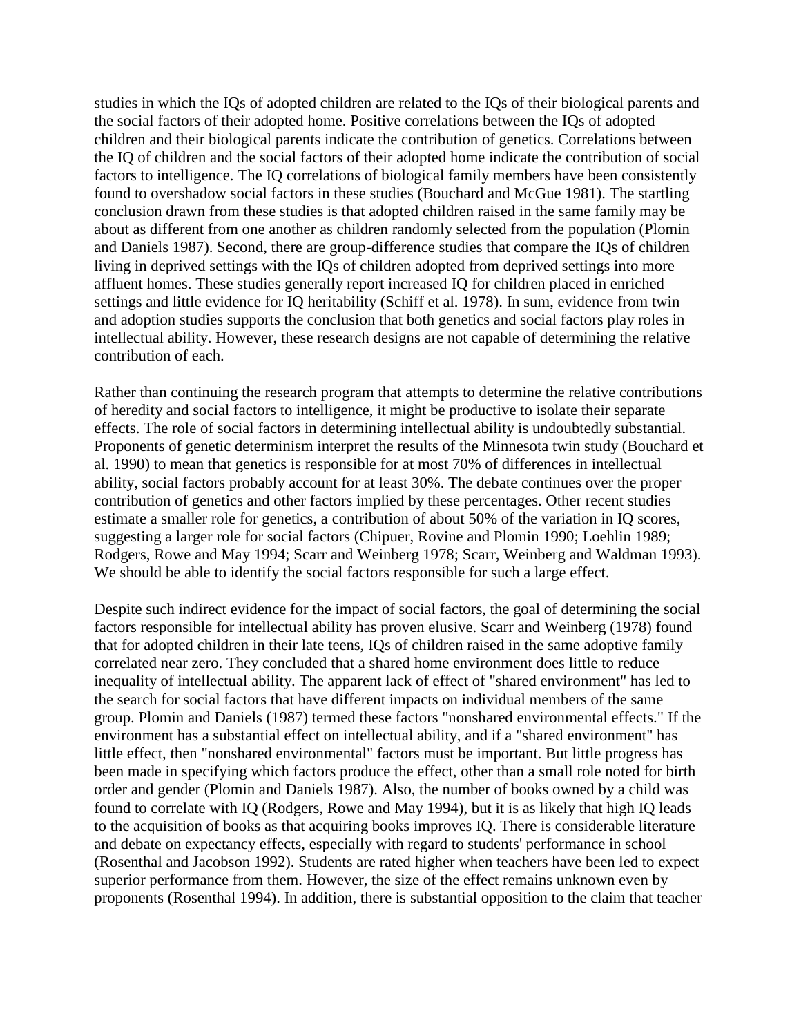studies in which the IQs of adopted children are related to the IQs of their biological parents and the social factors of their adopted home. Positive correlations between the IQs of adopted children and their biological parents indicate the contribution of genetics. Correlations between the IQ of children and the social factors of their adopted home indicate the contribution of social factors to intelligence. The IQ correlations of biological family members have been consistently found to overshadow social factors in these studies (Bouchard and McGue 1981). The startling conclusion drawn from these studies is that adopted children raised in the same family may be about as different from one another as children randomly selected from the population (Plomin and Daniels 1987). Second, there are group-difference studies that compare the IQs of children living in deprived settings with the IQs of children adopted from deprived settings into more affluent homes. These studies generally report increased IQ for children placed in enriched settings and little evidence for IQ heritability (Schiff et al. 1978). In sum, evidence from twin and adoption studies supports the conclusion that both genetics and social factors play roles in intellectual ability. However, these research designs are not capable of determining the relative contribution of each.

Rather than continuing the research program that attempts to determine the relative contributions of heredity and social factors to intelligence, it might be productive to isolate their separate effects. The role of social factors in determining intellectual ability is undoubtedly substantial. Proponents of genetic determinism interpret the results of the Minnesota twin study (Bouchard et al. 1990) to mean that genetics is responsible for at most 70% of differences in intellectual ability, social factors probably account for at least 30%. The debate continues over the proper contribution of genetics and other factors implied by these percentages. Other recent studies estimate a smaller role for genetics, a contribution of about 50% of the variation in IQ scores, suggesting a larger role for social factors (Chipuer, Rovine and Plomin 1990; Loehlin 1989; Rodgers, Rowe and May 1994; Scarr and Weinberg 1978; Scarr, Weinberg and Waldman 1993). We should be able to identify the social factors responsible for such a large effect.

Despite such indirect evidence for the impact of social factors, the goal of determining the social factors responsible for intellectual ability has proven elusive. Scarr and Weinberg (1978) found that for adopted children in their late teens, IQs of children raised in the same adoptive family correlated near zero. They concluded that a shared home environment does little to reduce inequality of intellectual ability. The apparent lack of effect of "shared environment" has led to the search for social factors that have different impacts on individual members of the same group. Plomin and Daniels (1987) termed these factors "nonshared environmental effects." If the environment has a substantial effect on intellectual ability, and if a "shared environment" has little effect, then "nonshared environmental" factors must be important. But little progress has been made in specifying which factors produce the effect, other than a small role noted for birth order and gender (Plomin and Daniels 1987). Also, the number of books owned by a child was found to correlate with IQ (Rodgers, Rowe and May 1994), but it is as likely that high IQ leads to the acquisition of books as that acquiring books improves IQ. There is considerable literature and debate on expectancy effects, especially with regard to students' performance in school (Rosenthal and Jacobson 1992). Students are rated higher when teachers have been led to expect superior performance from them. However, the size of the effect remains unknown even by proponents (Rosenthal 1994). In addition, there is substantial opposition to the claim that teacher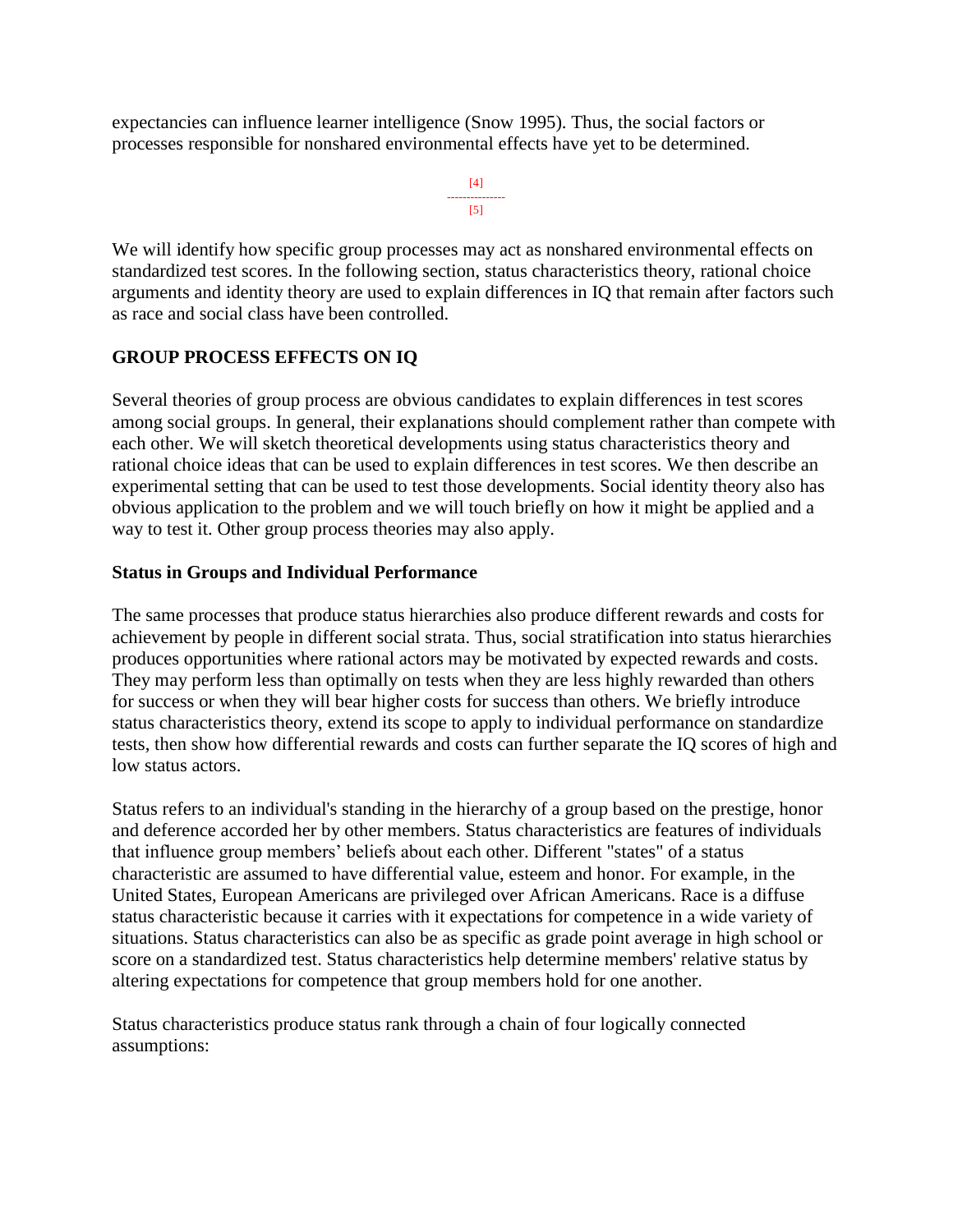expectancies can influence learner intelligence (Snow 1995). Thus, the social factors or processes responsible for nonshared environmental effects have yet to be determined.

We will identify how specific group processes may act as nonshared environmental effects on standardized test scores. In the following section, status characteristics theory, rational choice arguments and identity theory are used to explain differences in IQ that remain after factors such as race and social class have been controlled.

## GROUP PROCESS EFFECTS ON IQ

Several theories of group process are obvious candidates to explain differences in test scores among social groups. In general, their explanations should complement rather than compete with each other. We will sketch theoretical developments using status characteristics theory and rational choice ideas that can be used to explain differences in test scores. We then describe an experimental setting that can be used to test those developments. Social identity theory also has obvious application to the problem and we will touch briefly on how it might be applied and a way to test it. Other group process theories may also apply.

### Status in Groups and Individual Performance

The same processes that produce status hierarchies also produce different rewards and costs for achievement by people in different social strata. Thus, social stratification into status hierarchies produces opportunities where rational actors may be motivated by expected rewards and costs. They may perform less than optimally on tests when they are less highly rewarded than others for success or when they will bear higher costs for success than others. We briefly introduce status characteristics theory, extend its scope to apply to individual performance on standardize tests, then show how differential rewards and costs can further separate the IQ scores of high and low status actors.

Status refers to an individual's standing in the hierarchy of a group based on the prestige, honor and deference accorded her by other members. Status characteristics are features of individuals that influence group members' beliefs about each other. Different "states" of a status characteristic are assumed to have differential value, esteem and honor. For example, in the United States, European Americans are privileged over African Americans. Race is a diffuse status characteristic because it carries with it expectations for competence in a wide variety of situations. Status characteristics can also be as specific as grade point average in high school or score on a standardized test. Status characteristics help determine members' relative status by altering expectations for competence that group members hold for one another.

Status characteristics produce status rank through a chain of four logically connected assumptions: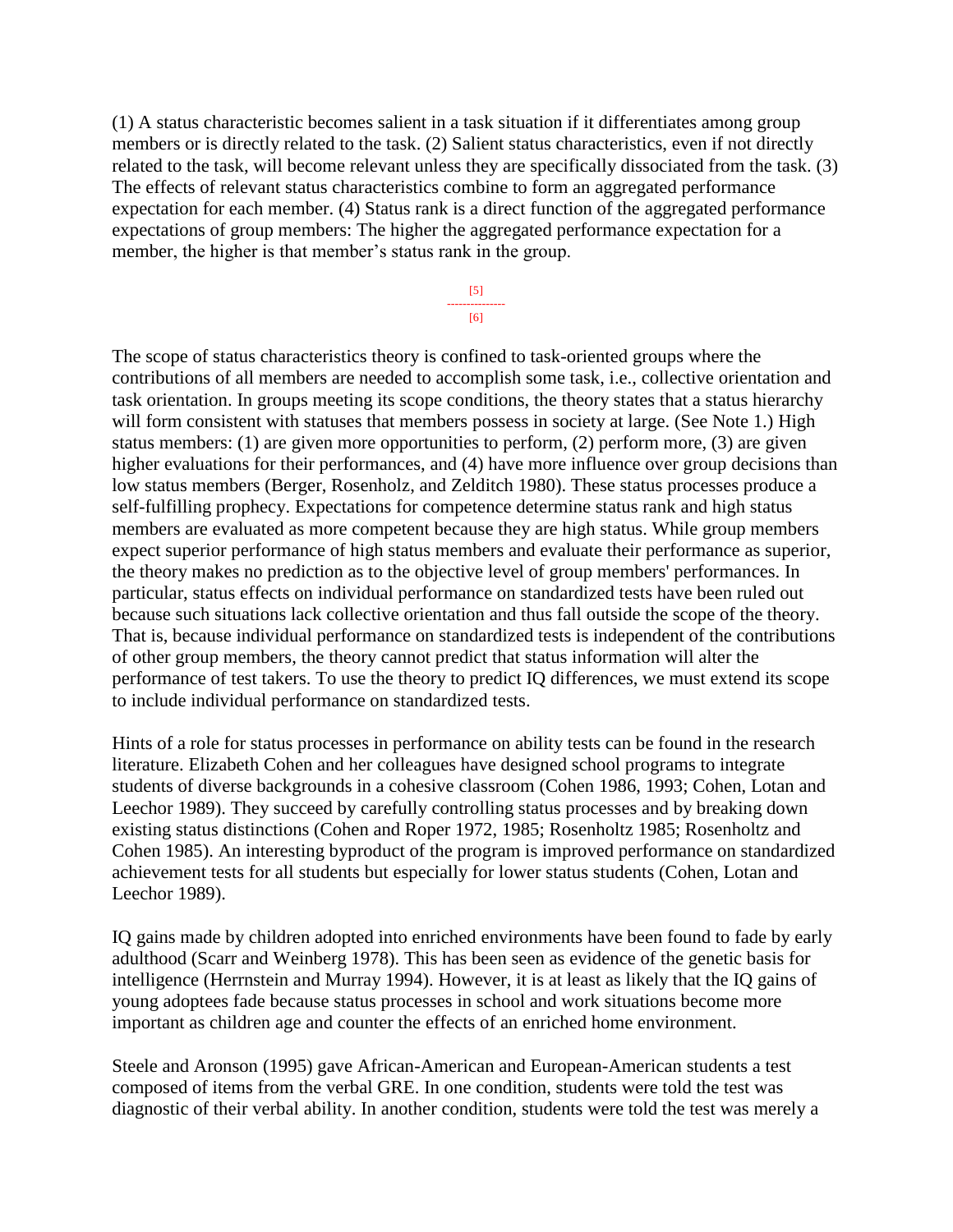(1) A status characteristic becomes salient in a task situation if it differentiates among group members or is directly related to the task. (2) Salient status characteristics, even if not directly related to the task, will become relevant unless they are specifically dissociated from the task. (3) The effects of relevant status characteristics combine to form an aggregated performance expectation for each member. (4) Status rank is a direct function of the aggregated performance expectations of group members: The higher the aggregated performance expectation for a member, the higher is that member's status rank in the group.

The scope of status characteristics theory is confined to task-oriented groups where the contributions of all members are needed to accomplish some task, i.e., collective orientation and task orientation. In groups meeting its scope conditions, the theory states that a status hierarchy will form consistent with statuses that members possess in society at large. (See Note 1.) High status members: (1) are given more opportunities to perform, (2) perform more, (3) are given higher evaluations for their performances, and (4) have more influence over group decisions than low status members (Berger, Rosenholz, and Zelditch 1980). These status processes produce a self-fulfilling prophecy. Expectations for competence determine status rank and high status members are evaluated as more competent because they are high status. While group members expect superior performance of high status members and evaluate their performance as superior, the theory makes no prediction as to the objective level of group members' performances. In particular, status effects on individual performance on standardized tests have been ruled out because such situations lack collective orientation and thus fall outside the scope of the theory. That is, because individual performance on standardized tests is independent of the contributions of other group members, the theory cannot predict that status information will alter the performance of test takers. To use the theory to predict IQ differences, we must extend its scope to include individual performance on standardized tests.

Hints of a role for status processes in performance on ability tests can be found in the research literature. Elizabeth Cohen and her colleagues have designed school programs to integrate students of diverse backgrounds in a cohesive classroom (Cohen 1986, 1993; Cohen, Lotan and Leechor 1989). They succeed by carefully controlling status processes and by breaking down existing status distinctions (Cohen and Roper 1972, 1985; Rosenholtz 1985; Rosenholtz and Cohen 1985). An interesting byproduct of the program is improved performance on standardized achievement tests for all students but especially for lower status students (Cohen, Lotan and Leechor 1989).

IQ gains made by children adopted into enriched environments have been found to fade by early adulthood (Scarr and Weinberg 1978). This has been seen as evidence of the genetic basis for intelligence (Herrnstein and Murray 1994). However, it is at least as likely that the IQ gains of young adoptees fade because status processes in school and work situations become more important as children age and counter the effects of an enriched home environment.

Steele and Aronson (1995) gave African-American and European-American students a test composed of items from the verbal GRE. In one condition, students were told the test was diagnostic of their verbal ability. In another condition, students were told the test was merely a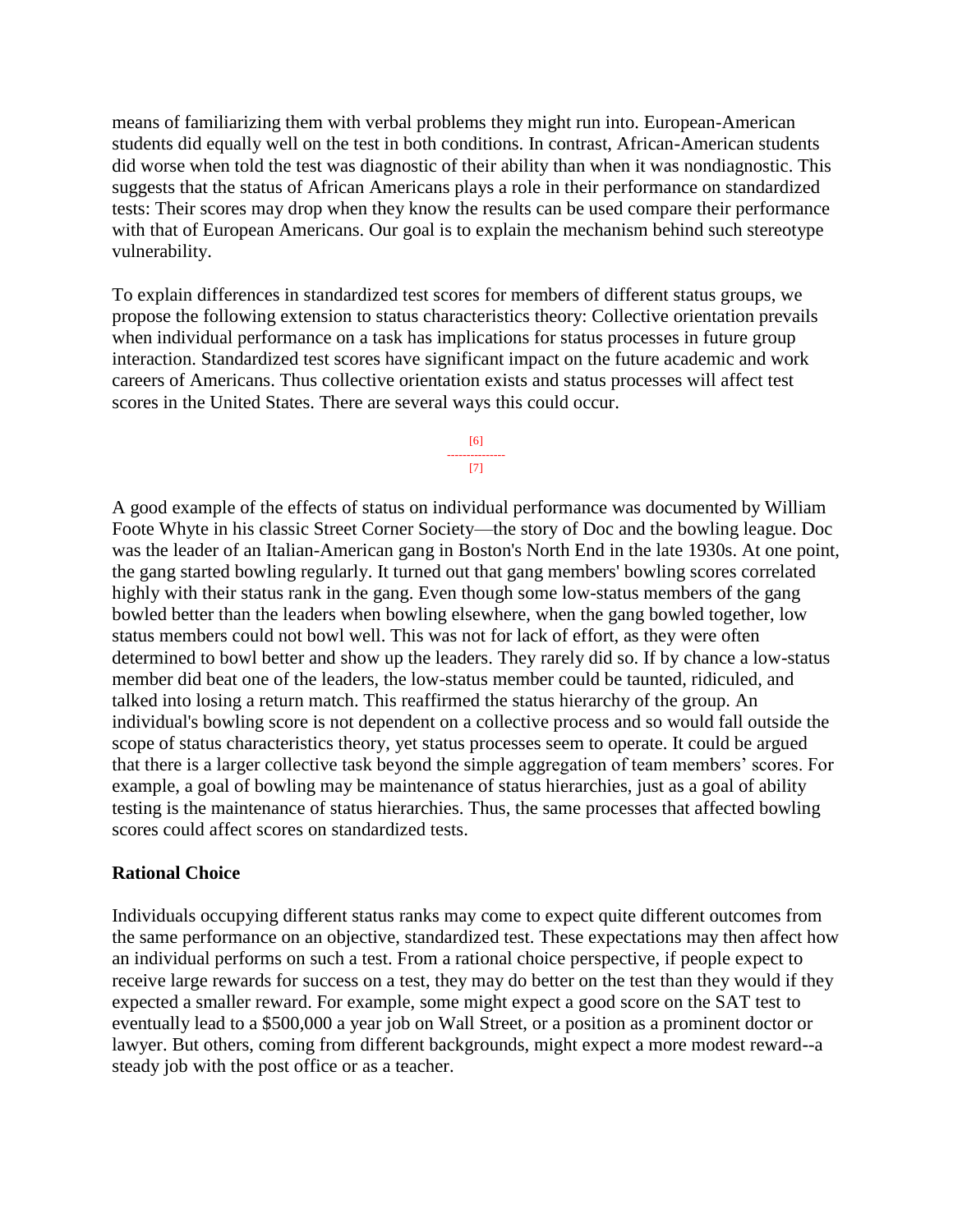means of familiarizing them with verbal problems they might run into. European-American students did equally well on the test in both conditions. In contrast, African-American students did worse when told the test was diagnostic of their ability than when it was nondiagnostic. This suggests that the status of African Americans plays a role in their performance on standardized tests: Their scores may drop when they know the results can be used compare their performance with that of European Americans. Our goal is to explain the mechanism behind such stereotype vulnerability.

To explain differences in standardized test scores for members of different status groups, we propose the following extension to status characteristics theory: Collective orientation prevails when individual performance on a task has implications for status processes in future group interaction. Standardized test scores have significant impact on the future academic and work careers of Americans. Thus collective orientation exists and status processes will affect test scores in the United States. There are several ways this could occur.

A good example of the effects of status on individual performance was documented by William Foote Whyte in his classic Street Corner Society—the story of Doc and the bowling league. Doc was the leader of an Italian-American gang in Boston's North End in the late 1930s. At one point, the gang started bowling regularly. It turned out that gang members' bowling scores correlated highly with their status rank in the gang. Even though some low-status members of the gang bowled better than the leaders when bowling elsewhere, when the gang bowled together, low status members could not bowl well. This was not for lack of effort, as they were often determined to bowl better and show up the leaders. They rarely did so. If by chance a low-status member did beat one of the leaders, the low-status member could be taunted, ridiculed, and talked into losing a return match. This reaffirmed the status hierarchy of the group. An individual's bowling score is not dependent on a collective process and so would fall outside the scope of status characteristics theory, yet status processes seem to operate. It could be argued that there is a larger collective task beyond the simple aggregation of team members' scores. For example, a goal of bowling may be maintenance of status hierarchies, just as a goal of ability testing is the maintenance of status hierarchies. Thus, the same processes that affected bowling scores could affect scores on standardized tests.

### Rational Choice

Individuals occupying different status ranks may come to expect quite different outcomes from the same performance on an objective, standardized test. These expectations may then affect how an individual performs on such a test. From a rational choice perspective, if people expect to receive large rewards for success on a test, they may do better on the test than they would if they expected a smaller reward. For example, some might expect a good score on the SAT test to eventually lead to a $500,000 a year job on Wall Street, or a position as a prominent doctor or lawyer. But others, coming from different backgrounds, might expect a more modest reward--a steady job with the post office or as a teacher.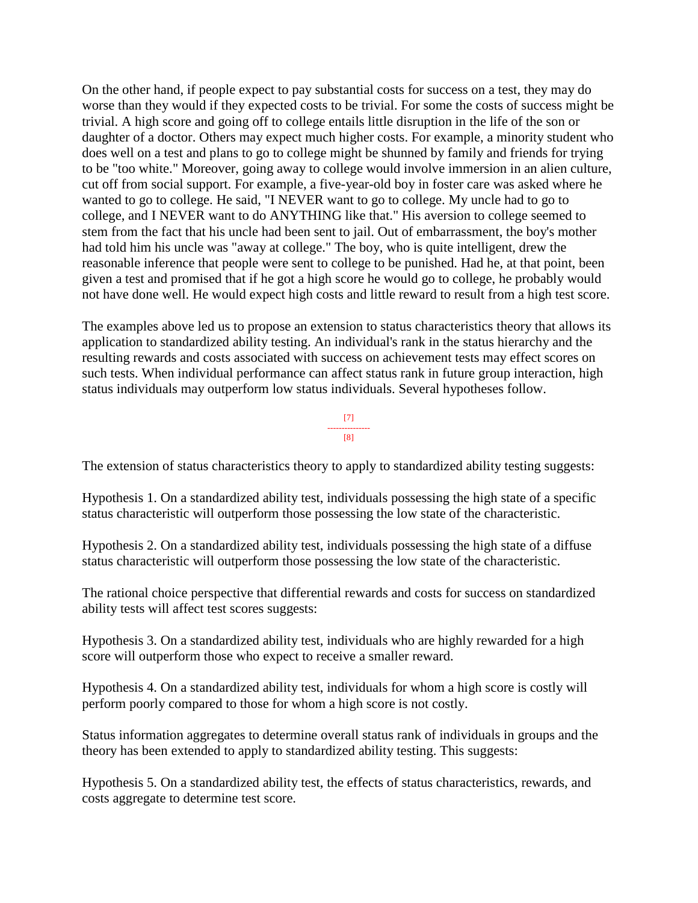On the other hand, if people expect to pay substantial costs for success on a test, they may do worse than they would if they expected costs to be trivial. For some the costs of success might be trivial. A high score and going off to college entails little disruption in the life of the son or daughter of a doctor. Others may expect much higher costs. For example, a minority student who does well on a test and plans to go to college might be shunned by family and friends for trying to be "too white." Moreover, going away to college would involve immersion in an alien culture, cut off from social support. For example, a five-year-old boy in foster care was asked where he wanted to go to college. He said, "I NEVER want to go to college. My uncle had to go to college, and I NEVER want to do ANYTHING like that." His aversion to college seemed to stem from the fact that his uncle had been sent to jail. Out of embarrassment, the boy's mother had told him his uncle was "away at college." The boy, who is quite intelligent, drew the reasonable inference that people were sent to college to be punished. Had he, at that point, been given a test and promised that if he got a high score he would go to college, he probably would not have done well. He would expect high costs and little reward to result from a high test score.

The examples above led us to propose an extension to status characteristics theory that allows its application to standardized ability testing. An individual's rank in the status hierarchy and the resulting rewards and costs associated with success on achievement tests may effect scores on such tests. When individual performance can affect status rank in future group interaction, high status individuals may outperform low status individuals. Several hypotheses follow.

The extension of status characteristics theory to apply to standardized ability testing suggests:

Hypothesis 1. On a standardized ability test, individuals possessing the high state of a specific status characteristic will outperform those possessing the low state of the characteristic.

Hypothesis 2. On a standardized ability test, individuals possessing the high state of a diffuse status characteristic will outperform those possessing the low state of the characteristic.

The rational choice perspective that differential rewards and costs for success on standardized ability tests will affect test scores suggests:

Hypothesis 3. On a standardized ability test, individuals who are highly rewarded for a high score will outperform those who expect to receive a smaller reward.

Hypothesis 4. On a standardized ability test, individuals for whom a high score is costly will perform poorly compared to those for whom a high score is not costly.

Status information aggregates to determine overall status rank of individuals in groups and the theory has been extended to apply to standardized ability testing. This suggests:

Hypothesis 5. On a standardized ability test, the effects of status characteristics, rewards, and costs aggregate to determine test score.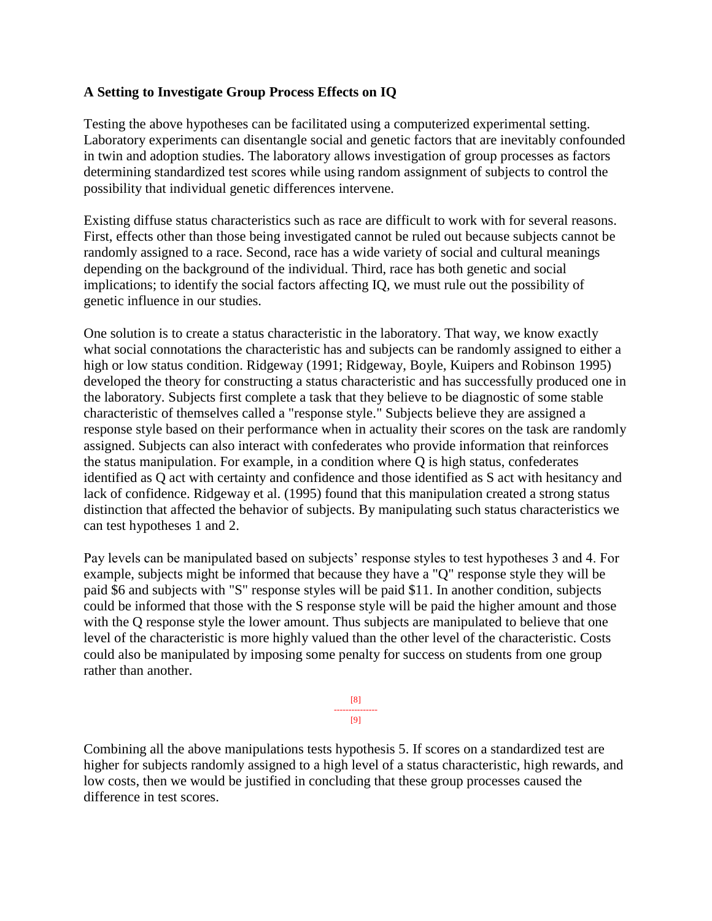### A Setting to Investigate Group Process Effects on IQ

Testing the above hypotheses can be facilitated using a computerized experimental setting. Laboratory experiments can disentangle social and genetic factors that are inevitably confounded in twin and adoption studies. The laboratory allows investigation of group processes as factors determining standardized test scores while using random assignment of subjects to control the possibility that individual genetic differences intervene.

Existing diffuse status characteristics such as race are difficult to work with for several reasons. First, effects other than those being investigated cannot be ruled out because subjects cannot be randomly assigned to a race. Second, race has a wide variety of social and cultural meanings depending on the background of the individual. Third, race has both genetic and social implications; to identify the social factors affecting IQ, we must rule out the possibility of genetic influence in our studies.

One solution is to create a status characteristic in the laboratory. That way, we know exactly what social connotations the characteristic has and subjects can be randomly assigned to either a high or low status condition. Ridgeway (1991; Ridgeway, Boyle, Kuipers and Robinson 1995) developed the theory for constructing a status characteristic and has successfully produced one in the laboratory. Subjects first complete a task that they believe to be diagnostic of some stable characteristic of themselves called a "response style." Subjects believe they are assigned a response style based on their performance when in actuality their scores on the task are randomly assigned. Subjects can also interact with confederates who provide information that reinforces the status manipulation. For example, in a condition where Q is high status, confederates identified as Q act with certainty and confidence and those identified as S act with hesitancy and lack of confidence. Ridgeway et al. (1995) found that this manipulation created a strong status distinction that affected the behavior of subjects. By manipulating such status characteristics we can test hypotheses 1 and 2.

Pay levels can be manipulated based on subjects' response styles to test hypotheses 3 and 4. For example, subjects might be informed that because they have a "Q" response style they will be paid $6 and subjects with "S" response styles will be paid $11. In another condition, subjects could be informed that those with the S response style will be paid the higher amount and those with the Q response style the lower amount. Thus subjects are manipulated to believe that one level of the characteristic is more highly valued than the other level of the characteristic. Costs could also be manipulated by imposing some penalty for success on students from one group rather than another.

Combining all the above manipulations tests hypothesis 5. If scores on a standardized test are higher for subjects randomly assigned to a high level of a status characteristic, high rewards, and low costs, then we would be justified in concluding that these group processes caused the difference in test scores.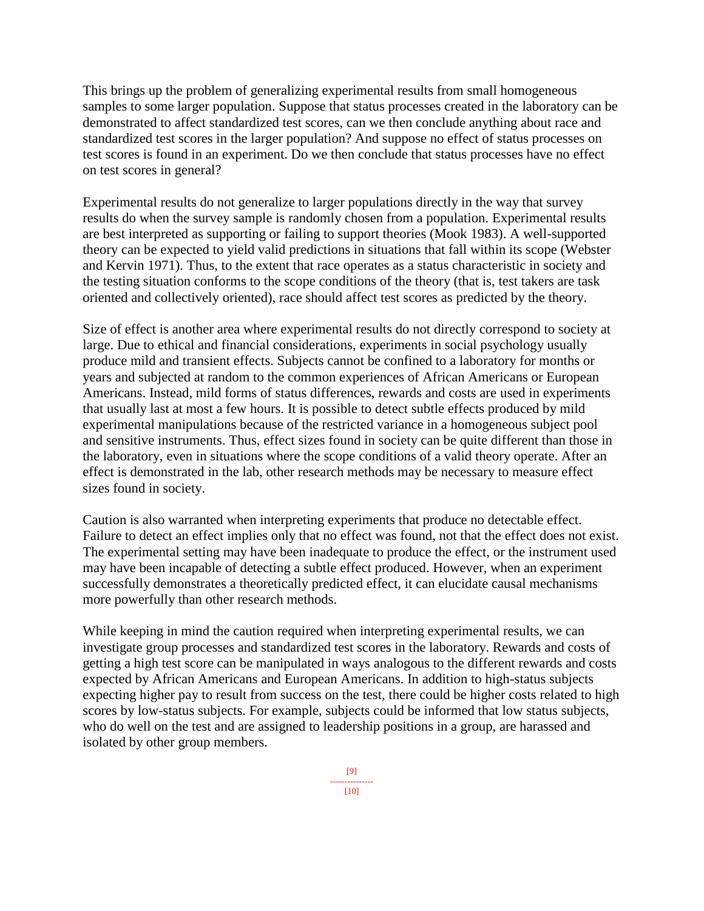This brings up the problem of generalizing experimental results from small homogeneous samples to some larger population. Suppose that status processes created in the laboratory can be demonstrated to affect standardized test scores, can we then conclude anything about race and standardized test scores in the larger population? And suppose no effect of status processes on test scores is found in an experiment. Do we then conclude that status processes have no effect on test scores in general?

Experimental results do not generalize to larger populations directly in the way that survey results do when the survey sample is randomly chosen from a population. Experimental results are best interpreted as supporting or failing to support theories (Mook 1983). A well-supported theory can be expected to yield valid predictions in situations that fall within its scope (Webster and Kervin 1971). Thus, to the extent that race operates as a status characteristic in society and the testing situation conforms to the scope conditions of the theory (that is, test takers are task oriented and collectively oriented), race should affect test scores as predicted by the theory.

Size of effect is another area where experimental results do not directly correspond to society at large. Due to ethical and financial considerations, experiments in social psychology usually produce mild and transient effects. Subjects cannot be confined to a laboratory for months or years and subjected at random to the common experiences of African Americans or European Americans. Instead, mild forms of status differences, rewards and costs are used in experiments that usually last at most a few hours. It is possible to detect subtle effects produced by mild experimental manipulations because of the restricted variance in a homogeneous subject pool and sensitive instruments. Thus, effect sizes found in society can be quite different than those in the laboratory, even in situations where the scope conditions of a valid theory operate. After an effect is demonstrated in the lab, other research methods may be necessary to measure effect sizes found in society.

Caution is also warranted when interpreting experiments that produce no detectable effect. Failure to detect an effect implies only that no effect was found, not that the effect does not exist. The experimental setting may have been inadequate to produce the effect, or the instrument used may have been incapable of detecting a subtle effect produced. However, when an experiment successfully demonstrates a theoretically predicted effect, it can elucidate causal mechanisms more powerfully than other research methods.

While keeping in mind the caution required when interpreting experimental results, we can investigate group processes and standardized test scores in the laboratory. Rewards and costs of getting a high test score can be manipulated in ways analogous to the different rewards and costs expected by African Americans and European Americans. In addition to high-status subjects expecting higher pay to result from success on the test, there could be higher costs related to high scores by low-status subjects. For example, subjects could be informed that low status subjects, who do well on the test and are assigned to leadership positions in a group, are harassed and isolated by other group members.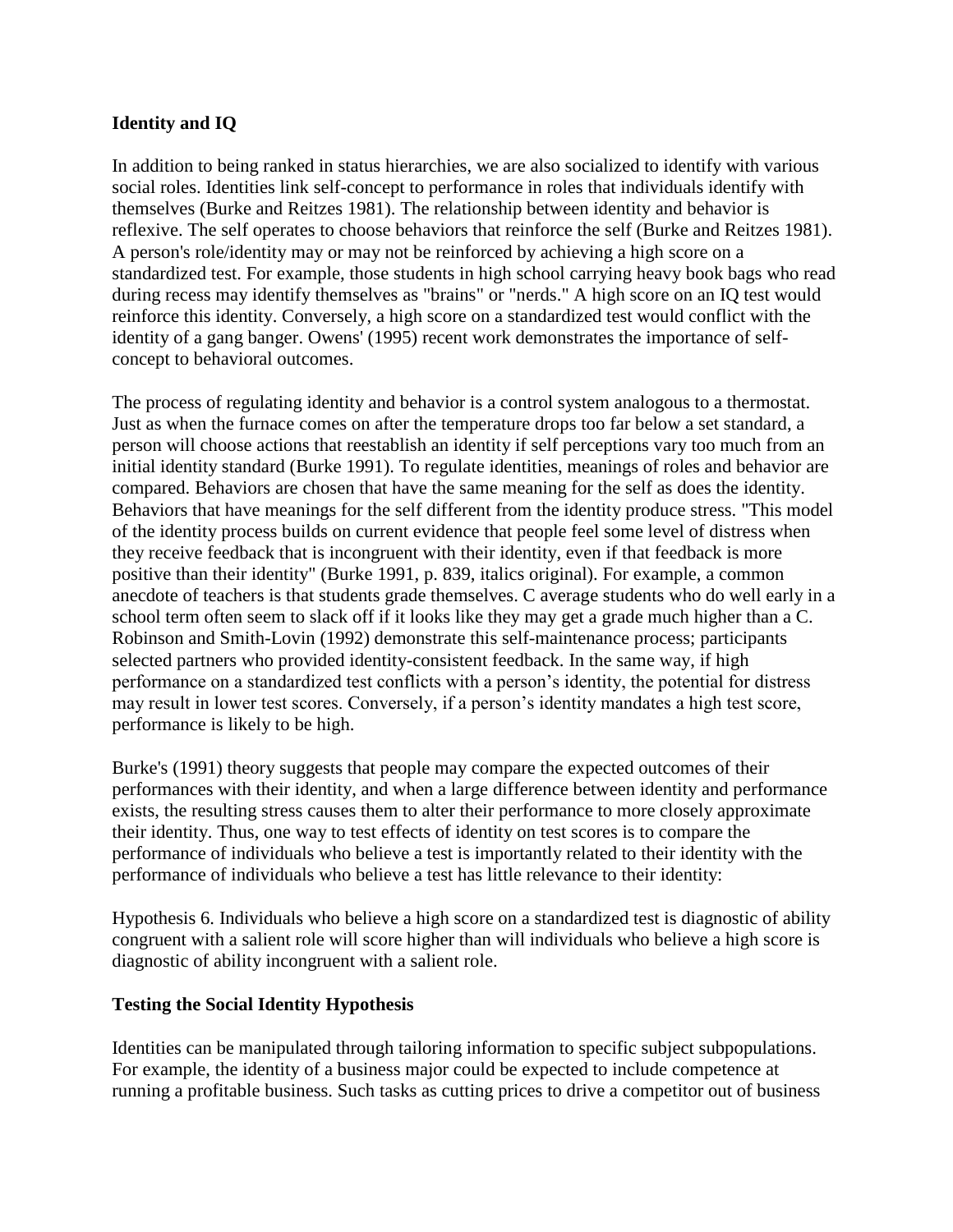## Identity and IQ

In addition to being ranked in status hierarchies, we are also socialized to identify with various social roles. Identities link self-concept to performance in roles that individuals identify with themselves (Burke and Reitzes 1981). The relationship between identity and behavior is reflexive. The self operates to choose behaviors that reinforce the self (Burke and Reitzes 1981). A person's role/identity may or may not be reinforced by achieving a high score on a standardized test. For example, those students in high school carrying heavy book bags who read during recess may identify themselves as "brains" or "nerds." A high score on an IQ test would reinforce this identity. Conversely, a high score on a standardized test would conflict with the identity of a gang banger. Owens' (1995) recent work demonstrates the importance of self-concept to behavioral outcomes.

The process of regulating identity and behavior is a control system analogous to a thermostat. Just as when the furnace comes on after the temperature drops too far below a set standard, a person will choose actions that reestablish an identity if self perceptions vary too much from an initial identity standard (Burke 1991). To regulate identities, meanings of roles and behavior are compared. Behaviors are chosen that have the same meaning for the self as does the identity. Behaviors that have meanings for the self different from the identity produce stress. "This model of the identity process builds on current evidence that people feel some level of distress when they receive feedback that is incongruent with their identity, even if that feedback is more positive than their identity" (Burke 1991, p. 839, italics original). For example, a common anecdote of teachers is that students grade themselves. C average students who do well early in a school term often seem to slack off if it looks like they may get a grade much higher than a C. Robinson and Smith-Lovin (1992) demonstrate this self-maintenance process; participants selected partners who provided identity-consistent feedback. In the same way, if high performance on a standardized test conflicts with a person's identity, the potential for distress may result in lower test scores. Conversely, if a person's identity mandates a high test score, performance is likely to be high.

Burke's (1991) theory suggests that people may compare the expected outcomes of their performances with their identity, and when a large difference between identity and performance exists, the resulting stress causes them to alter their performance to more closely approximate their identity. Thus, one way to test effects of identity on test scores is to compare the performance of individuals who believe a test is importantly related to their identity with the performance of individuals who believe a test has little relevance to their identity:

Hypothesis 6. Individuals who believe a high score on a standardized test is diagnostic of ability congruent with a salient role will score higher than will individuals who believe a high score is diagnostic of ability incongruent with a salient role.

## Testing the Social Identity Hypothesis

Identities can be manipulated through tailoring information to specific subject subpopulations. For example, the identity of a business major could be expected to include competence at running a profitable business. Such tasks as cutting prices to drive a competitor out of business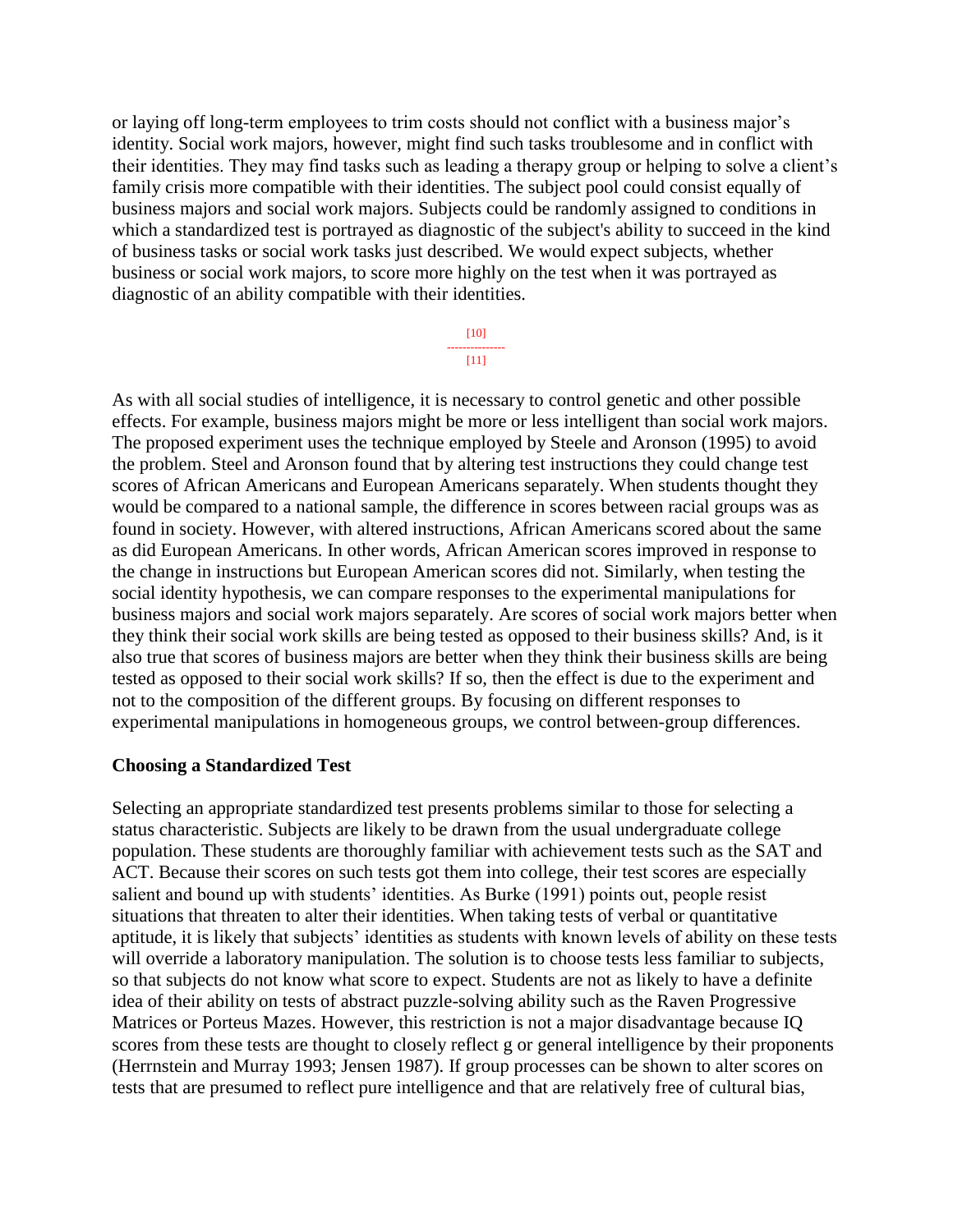or laying off long-term employees to trim costs should not conflict with a business major's identity. Social work majors, however, might find such tasks troublesome and in conflict with their identities. They may find tasks such as leading a therapy group or helping to solve a client's family crisis more compatible with their identities. The subject pool could consist equally of business majors and social work majors. Subjects could be randomly assigned to conditions in which a standardized test is portrayed as diagnostic of the subject's ability to succeed in the kind of business tasks or social work tasks just described. We would expect subjects, whether business or social work majors, to score more highly on the test when it was portrayed as diagnostic of an ability compatible with their identities.

[10]
---------------
[11]

As with all social studies of intelligence, it is necessary to control genetic and other possible effects. For example, business majors might be more or less intelligent than social work majors. The proposed experiment uses the technique employed by Steele and Aronson (1995) to avoid the problem. Steel and Aronson found that by altering test instructions they could change test scores of African Americans and European Americans separately. When students thought they would be compared to a national sample, the difference in scores between racial groups was as found in society. However, with altered instructions, African Americans scored about the same as did European Americans. In other words, African American scores improved in response to the change in instructions but European American scores did not. Similarly, when testing the social identity hypothesis, we can compare responses to the experimental manipulations for business majors and social work majors separately. Are scores of social work majors better when they think their social work skills are being tested as opposed to their business skills? And, is it also true that scores of business majors are better when they think their business skills are being tested as opposed to their social work skills? If so, then the effect is due to the experiment and not to the composition of the different groups. By focusing on different responses to experimental manipulations in homogeneous groups, we control between-group differences.

### Choosing a Standardized Test

Selecting an appropriate standardized test presents problems similar to those for selecting a status characteristic. Subjects are likely to be drawn from the usual undergraduate college population. These students are thoroughly familiar with achievement tests such as the SAT and ACT. Because their scores on such tests got them into college, their test scores are especially salient and bound up with students' identities. As Burke (1991) points out, people resist situations that threaten to alter their identities. When taking tests of verbal or quantitative aptitude, it is likely that subjects' identities as students with known levels of ability on these tests will override a laboratory manipulation. The solution is to choose tests less familiar to subjects, so that subjects do not know what score to expect. Students are not as likely to have a definite idea of their ability on tests of abstract puzzle-solving ability such as the Raven Progressive Matrices or Porteus Mazes. However, this restriction is not a major disadvantage because IQ scores from these tests are thought to closely reflect g or general intelligence by their proponents (Herrnstein and Murray 1993; Jensen 1987). If group processes can be shown to alter scores on tests that are presumed to reflect pure intelligence and that are relatively free of cultural bias,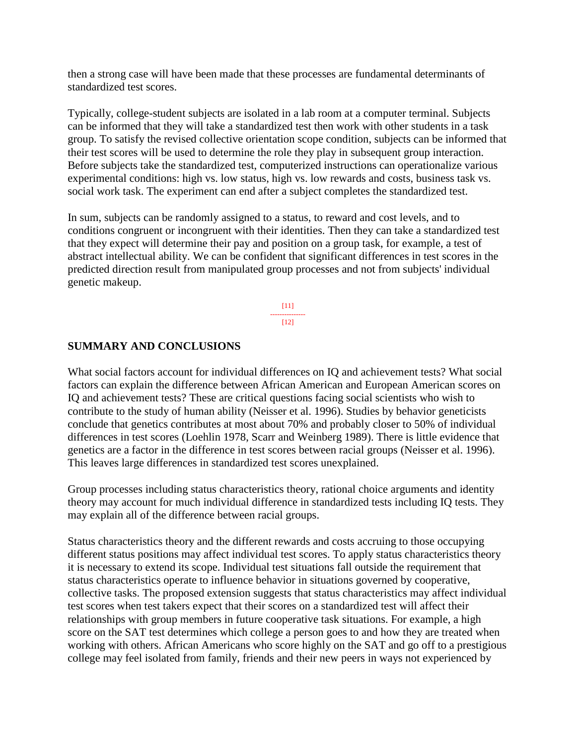then a strong case will have been made that these processes are fundamental determinants of standardized test scores.

Typically, college-student subjects are isolated in a lab room at a computer terminal. Subjects can be informed that they will take a standardized test then work with other students in a task group. To satisfy the revised collective orientation scope condition, subjects can be informed that their test scores will be used to determine the role they play in subsequent group interaction. Before subjects take the standardized test, computerized instructions can operationalize various experimental conditions: high vs. low status, high vs. low rewards and costs, business task vs. social work task. The experiment can end after a subject completes the standardized test.

In sum, subjects can be randomly assigned to a status, to reward and cost levels, and to conditions congruent or incongruent with their identities. Then they can take a standardized test that they expect will determine their pay and position on a group task, for example, a test of abstract intellectual ability. We can be confident that significant differences in test scores in the predicted direction result from manipulated group processes and not from subjects' individual genetic makeup.

## SUMMARY AND CONCLUSIONS

What social factors account for individual differences on IQ and achievement tests? What social factors can explain the difference between African American and European American scores on IQ and achievement tests? These are critical questions facing social scientists who wish to contribute to the study of human ability (Neisser et al. 1996). Studies by behavior geneticists conclude that genetics contributes at most about 70% and probably closer to 50% of individual differences in test scores (Loehlin 1978, Scarr and Weinberg 1989). There is little evidence that genetics are a factor in the difference in test scores between racial groups (Neisser et al. 1996). This leaves large differences in standardized test scores unexplained.

Group processes including status characteristics theory, rational choice arguments and identity theory may account for much individual difference in standardized tests including IQ tests. They may explain all of the difference between racial groups.

Status characteristics theory and the different rewards and costs accruing to those occupying different status positions may affect individual test scores. To apply status characteristics theory it is necessary to extend its scope. Individual test situations fall outside the requirement that status characteristics operate to influence behavior in situations governed by cooperative, collective tasks. The proposed extension suggests that status characteristics may affect individual test scores when test takers expect that their scores on a standardized test will affect their relationships with group members in future cooperative task situations. For example, a high score on the SAT test determines which college a person goes to and how they are treated when working with others. African Americans who score highly on the SAT and go off to a prestigious college may feel isolated from family, friends and their new peers in ways not experienced by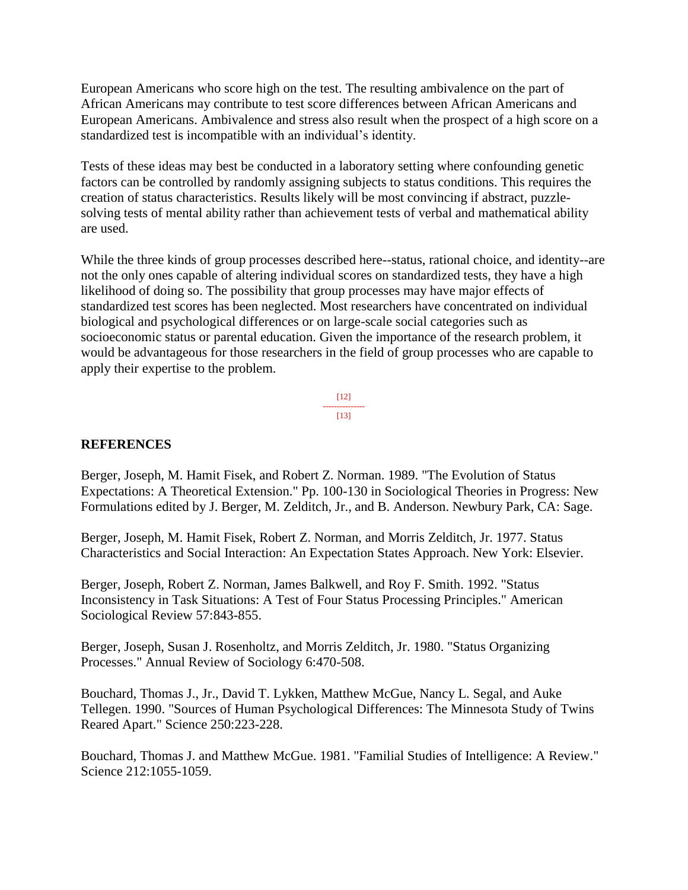European Americans who score high on the test. The resulting ambivalence on the part of African Americans may contribute to test score differences between African Americans and European Americans. Ambivalence and stress also result when the prospect of a high score on a standardized test is incompatible with an individual's identity.

Tests of these ideas may best be conducted in a laboratory setting where confounding genetic factors can be controlled by randomly assigning subjects to status conditions. This requires the creation of status characteristics. Results likely will be most convincing if abstract, puzzle-solving tests of mental ability rather than achievement tests of verbal and mathematical ability are used.

While the three kinds of group processes described here--status, rational choice, and identity--are not the only ones capable of altering individual scores on standardized tests, they have a high likelihood of doing so. The possibility that group processes may have major effects of standardized test scores has been neglected. Most researchers have concentrated on individual biological and psychological differences or on large-scale social categories such as socioeconomic status or parental education. Given the importance of the research problem, it would be advantageous for those researchers in the field of group processes who are capable to apply their expertise to the problem.

## REFERENCES

Berger, Joseph, M. Hamit Fisek, and Robert Z. Norman. 1989. "The Evolution of Status Expectations: A Theoretical Extension." Pp. 100-130 in Sociological Theories in Progress: New Formulations edited by J. Berger, M. Zelditch, Jr., and B. Anderson. Newbury Park, CA: Sage.

Berger, Joseph, M. Hamit Fisek, Robert Z. Norman, and Morris Zelditch, Jr. 1977. Status Characteristics and Social Interaction: An Expectation States Approach. New York: Elsevier.

Berger, Joseph, Robert Z. Norman, James Balkwell, and Roy F. Smith. 1992. "Status Inconsistency in Task Situations: A Test of Four Status Processing Principles." American Sociological Review 57:843-855.

Berger, Joseph, Susan J. Rosenholtz, and Morris Zelditch, Jr. 1980. "Status Organizing Processes." Annual Review of Sociology 6:470-508.

Bouchard, Thomas J., Jr., David T. Lykken, Matthew McGue, Nancy L. Segal, and Auke Tellegen. 1990. "Sources of Human Psychological Differences: The Minnesota Study of Twins Reared Apart." Science 250:223-228.

Bouchard, Thomas J. and Matthew McGue. 1981. "Familial Studies of Intelligence: A Review." Science 212:1055-1059.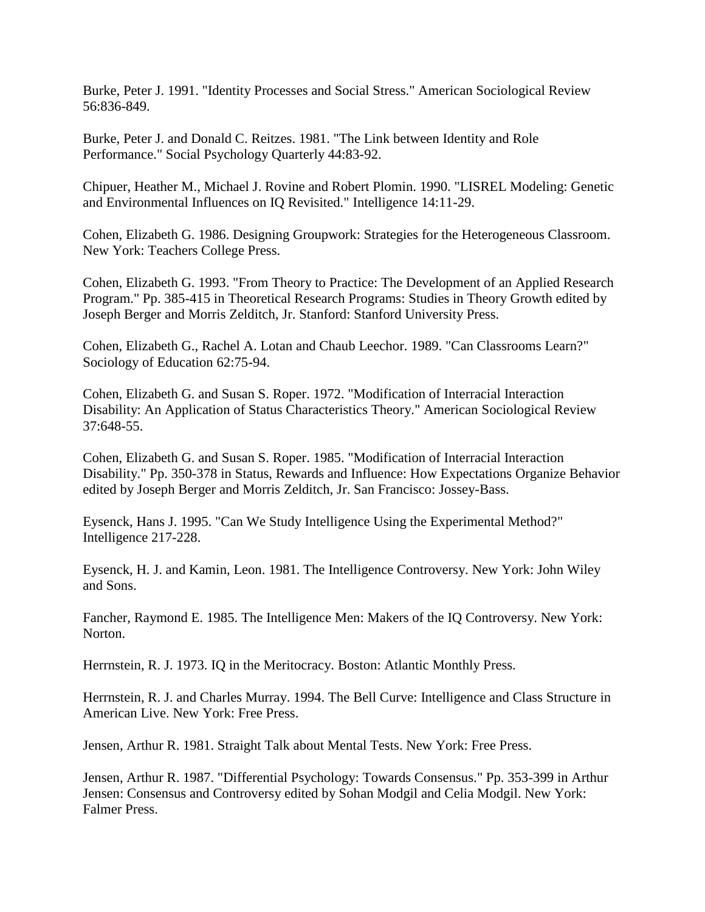Burke, Peter J. 1991. "Identity Processes and Social Stress." American Sociological Review 56:836-849.

Burke, Peter J. and Donald C. Reitzes. 1981. "The Link between Identity and Role Performance." Social Psychology Quarterly 44:83-92.

Chipuer, Heather M., Michael J. Rovine and Robert Plomin. 1990. "LISREL Modeling: Genetic and Environmental Influences on IQ Revisited." Intelligence 14:11-29.

Cohen, Elizabeth G. 1986. Designing Groupwork: Strategies for the Heterogeneous Classroom. New York: Teachers College Press.

Cohen, Elizabeth G. 1993. "From Theory to Practice: The Development of an Applied Research Program." Pp. 385-415 in Theoretical Research Programs: Studies in Theory Growth edited by Joseph Berger and Morris Zelditch, Jr. Stanford: Stanford University Press.

Cohen, Elizabeth G., Rachel A. Lotan and Chaub Leechor. 1989. "Can Classrooms Learn?" Sociology of Education 62:75-94.

Cohen, Elizabeth G. and Susan S. Roper. 1972. "Modification of Interracial Interaction Disability: An Application of Status Characteristics Theory." American Sociological Review 37:648-55.

Cohen, Elizabeth G. and Susan S. Roper. 1985. "Modification of Interracial Interaction Disability." Pp. 350-378 in Status, Rewards and Influence: How Expectations Organize Behavior edited by Joseph Berger and Morris Zelditch, Jr. San Francisco: Jossey-Bass.

Eysenck, Hans J. 1995. "Can We Study Intelligence Using the Experimental Method?" Intelligence 217-228.

Eysenck, H. J. and Kamin, Leon. 1981. The Intelligence Controversy. New York: John Wiley and Sons.

Fancher, Raymond E. 1985. The Intelligence Men: Makers of the IQ Controversy. New York: Norton.

Herrnstein, R. J. 1973. IQ in the Meritocracy. Boston: Atlantic Monthly Press.

Herrnstein, R. J. and Charles Murray. 1994. The Bell Curve: Intelligence and Class Structure in American Live. New York: Free Press.

Jensen, Arthur R. 1981. Straight Talk about Mental Tests. New York: Free Press.

Jensen, Arthur R. 1987. "Differential Psychology: Towards Consensus." Pp. 353-399 in Arthur Jensen: Consensus and Controversy edited by Sohan Modgil and Celia Modgil. New York: Falmer Press.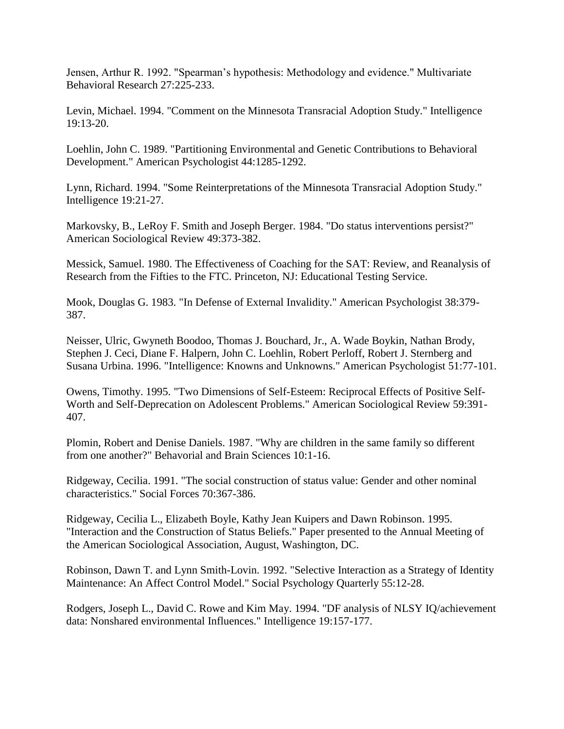Jensen, Arthur R. 1992. "Spearman's hypothesis: Methodology and evidence." Multivariate Behavioral Research 27:225-233.

Levin, Michael. 1994. "Comment on the Minnesota Transracial Adoption Study." Intelligence 19:13-20.

Loehlin, John C. 1989. "Partitioning Environmental and Genetic Contributions to Behavioral Development." American Psychologist 44:1285-1292.

Lynn, Richard. 1994. "Some Reinterpretations of the Minnesota Transracial Adoption Study." Intelligence 19:21-27.

Markovsky, B., LeRoy F. Smith and Joseph Berger. 1984. "Do status interventions persist?" American Sociological Review 49:373-382.

Messick, Samuel. 1980. The Effectiveness of Coaching for the SAT: Review, and Reanalysis of Research from the Fifties to the FTC. Princeton, NJ: Educational Testing Service.

Mook, Douglas G. 1983. "In Defense of External Invalidity." American Psychologist 38:379-387.

Neisser, Ulric, Gwyneth Boodoo, Thomas J. Bouchard, Jr., A. Wade Boykin, Nathan Brody, Stephen J. Ceci, Diane F. Halpern, John C. Loehlin, Robert Perloff, Robert J. Sternberg and Susana Urbina. 1996. "Intelligence: Knowns and Unknowns." American Psychologist 51:77-101.

Owens, Timothy. 1995. "Two Dimensions of Self-Esteem: Reciprocal Effects of Positive Self-Worth and Self-Deprecation on Adolescent Problems." American Sociological Review 59:391-407.

Plomin, Robert and Denise Daniels. 1987. "Why are children in the same family so different from one another?" Behavorial and Brain Sciences 10:1-16.

Ridgeway, Cecilia. 1991. "The social construction of status value: Gender and other nominal characteristics." Social Forces 70:367-386.

Ridgeway, Cecilia L., Elizabeth Boyle, Kathy Jean Kuipers and Dawn Robinson. 1995. "Interaction and the Construction of Status Beliefs." Paper presented to the Annual Meeting of the American Sociological Association, August, Washington, DC.

Robinson, Dawn T. and Lynn Smith-Lovin. 1992. "Selective Interaction as a Strategy of Identity Maintenance: An Affect Control Model." Social Psychology Quarterly 55:12-28.

Rodgers, Joseph L., David C. Rowe and Kim May. 1994. "DF analysis of NLSY IQ/achievement data: Nonshared environmental Influences." Intelligence 19:157-177.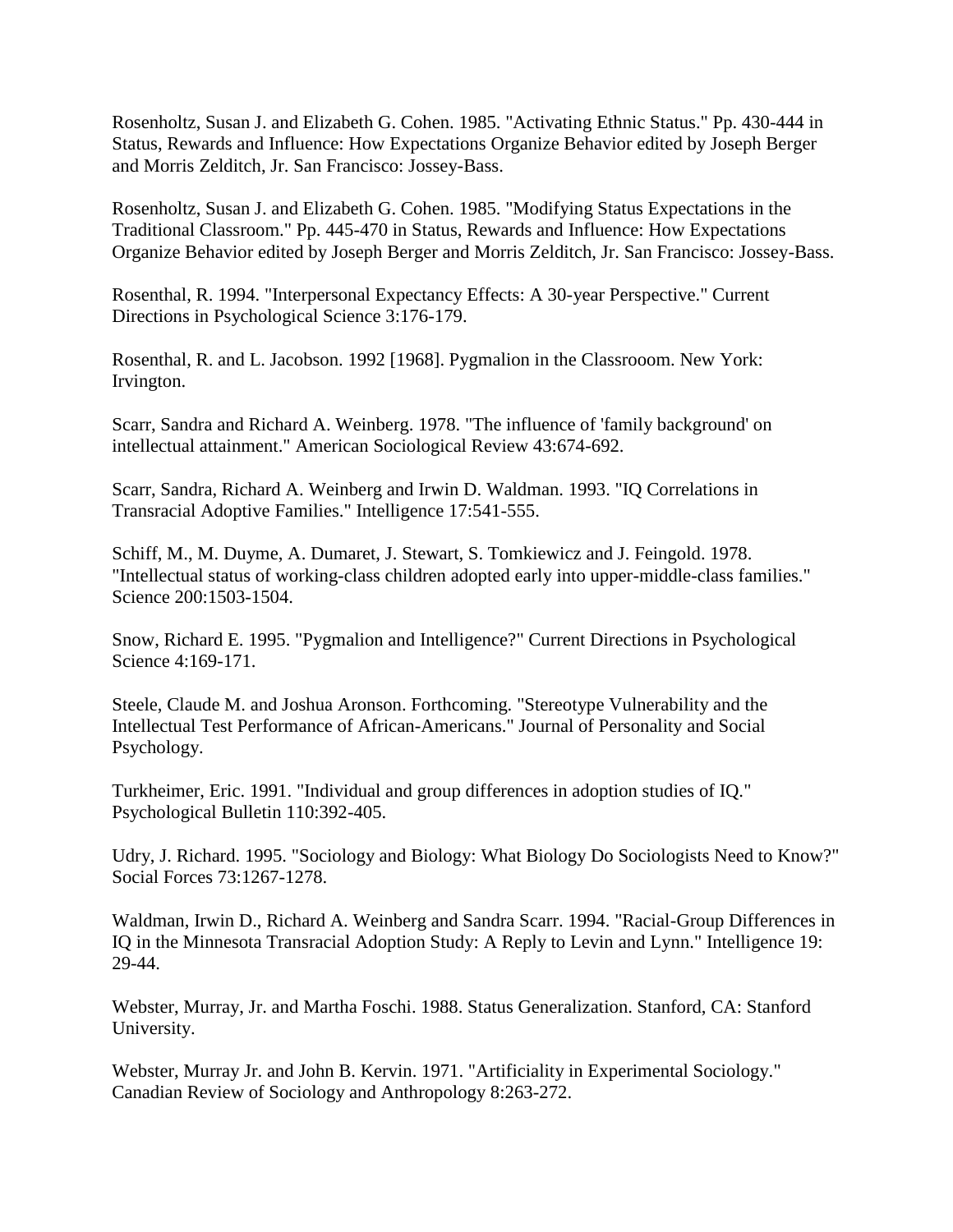Rosenholtz, Susan J. and Elizabeth G. Cohen. 1985. "Activating Ethnic Status." Pp. 430-444 in Status, Rewards and Influence: How Expectations Organize Behavior edited by Joseph Berger and Morris Zelditch, Jr. San Francisco: Jossey-Bass.

Rosenholtz, Susan J. and Elizabeth G. Cohen. 1985. "Modifying Status Expectations in the Traditional Classroom." Pp. 445-470 in Status, Rewards and Influence: How Expectations Organize Behavior edited by Joseph Berger and Morris Zelditch, Jr. San Francisco: Jossey-Bass.

Rosenthal, R. 1994. "Interpersonal Expectancy Effects: A 30-year Perspective." Current Directions in Psychological Science 3:176-179.

Rosenthal, R. and L. Jacobson. 1992 [1968]. Pygmalion in the Classrooom. New York: Irvington.

Scarr, Sandra and Richard A. Weinberg. 1978. "The influence of 'family background' on intellectual attainment." American Sociological Review 43:674-692.

Scarr, Sandra, Richard A. Weinberg and Irwin D. Waldman. 1993. "IQ Correlations in Transracial Adoptive Families." Intelligence 17:541-555.

Schiff, M., M. Duyme, A. Dumaret, J. Stewart, S. Tomkiewicz and J. Feingold. 1978. "Intellectual status of working-class children adopted early into upper-middle-class families." Science 200:1503-1504.

Snow, Richard E. 1995. "Pygmalion and Intelligence?" Current Directions in Psychological Science 4:169-171.

Steele, Claude M. and Joshua Aronson. Forthcoming. "Stereotype Vulnerability and the Intellectual Test Performance of African-Americans." Journal of Personality and Social Psychology.

Turkheimer, Eric. 1991. "Individual and group differences in adoption studies of IQ." Psychological Bulletin 110:392-405.

Udry, J. Richard. 1995. "Sociology and Biology: What Biology Do Sociologists Need to Know?" Social Forces 73:1267-1278.

Waldman, Irwin D., Richard A. Weinberg and Sandra Scarr. 1994. "Racial-Group Differences in IQ in the Minnesota Transracial Adoption Study: A Reply to Levin and Lynn." Intelligence 19: 29-44.

Webster, Murray, Jr. and Martha Foschi. 1988. Status Generalization. Stanford, CA: Stanford University.

Webster, Murray Jr. and John B. Kervin. 1971. "Artificiality in Experimental Sociology." Canadian Review of Sociology and Anthropology 8:263-272.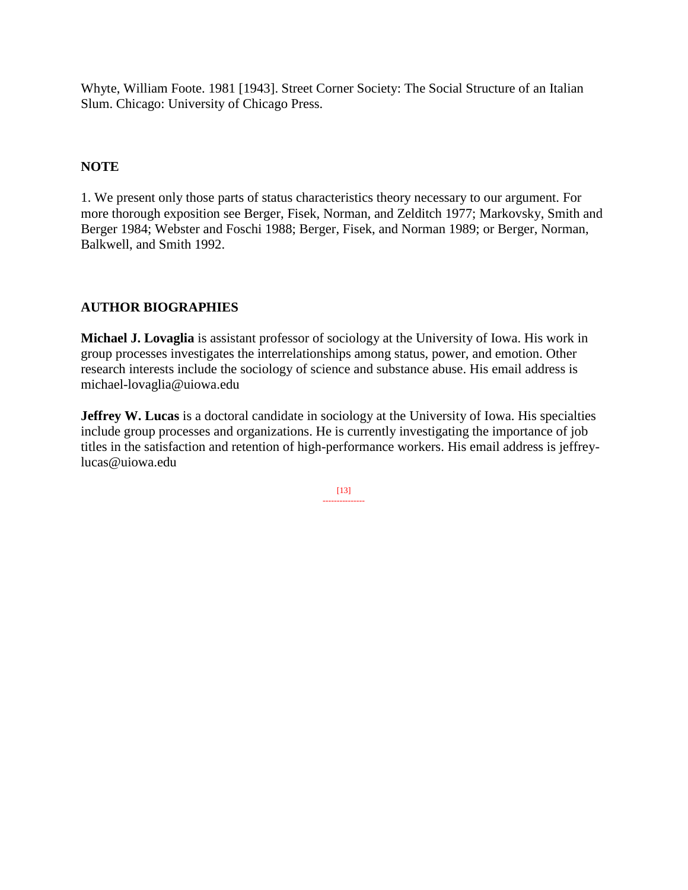Whyte, William Foote. 1981 [1943]. Street Corner Society: The Social Structure of an Italian Slum. Chicago: University of Chicago Press.

## NOTE

1. We present only those parts of status characteristics theory necessary to our argument. For more thorough exposition see Berger, Fisek, Norman, and Zelditch 1977; Markovsky, Smith and Berger 1984; Webster and Foschi 1988; Berger, Fisek, and Norman 1989; or Berger, Norman, Balkwell, and Smith 1992.

## AUTHOR BIOGRAPHIES

**Michael J. Lovaglia** is assistant professor of sociology at the University of Iowa. His work in group processes investigates the interrelationships among status, power, and emotion. Other research interests include the sociology of science and substance abuse. His email address is michael-lovaglia@uiowa.edu

**Jeffrey W. Lucas** is a doctoral candidate in sociology at the University of Iowa. His specialties include group processes and organizations. He is currently investigating the importance of job titles in the satisfaction and retention of high-performance workers. His email address is jeffrey-lucas@uiowa.edu